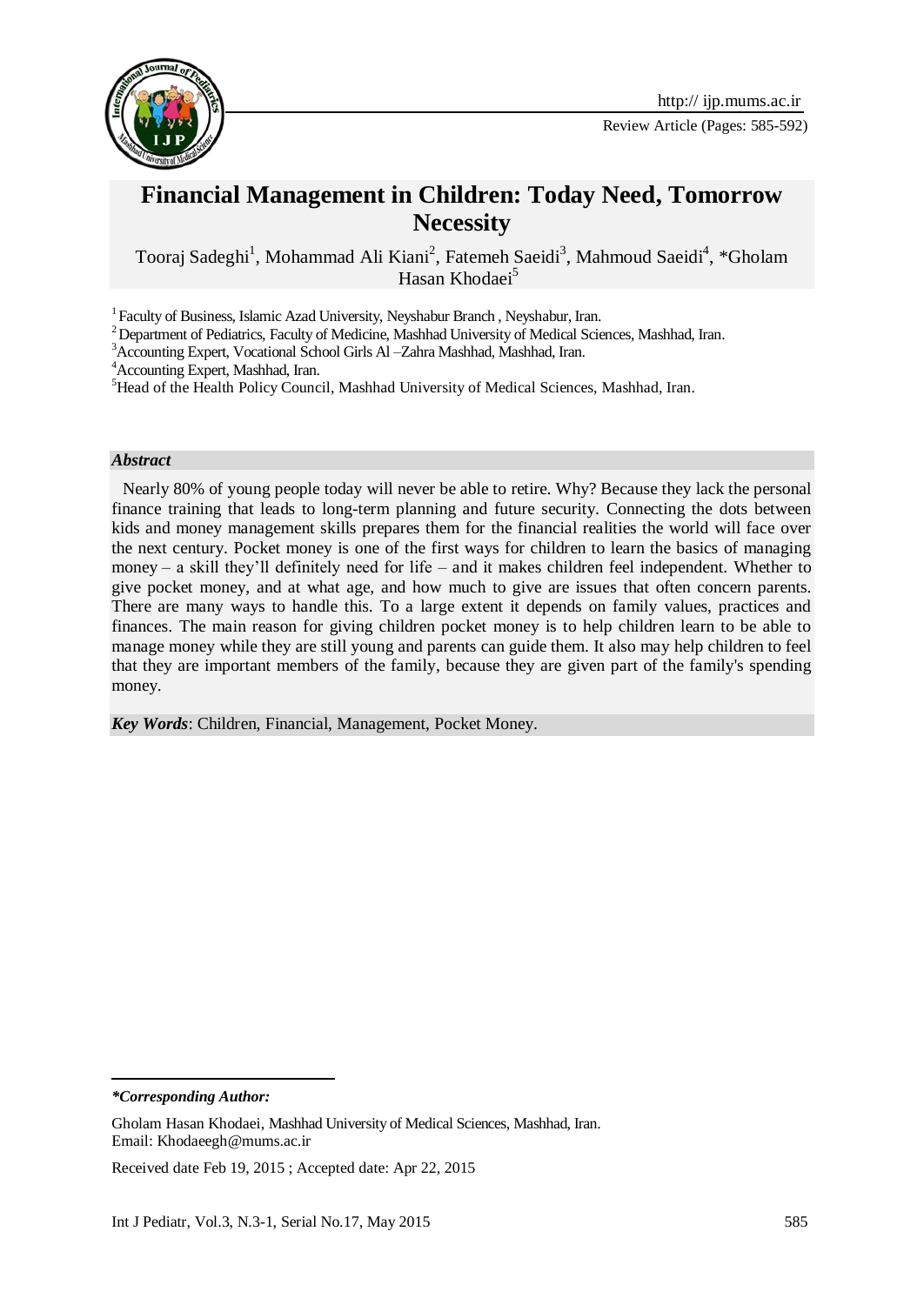# Financial Management in Children: Today Need, Tomorrow Necessity

Tooraj Sadeghi[1], Mohammad Ali Kiani[2], Fatemeh Saeidi[3], Mahmoud Saeidi[4], *Gholam Hasan Khodaei[5]

[1] Faculty of Business, Islamic Azad University, Neyshabur Branch , Neyshabur, Iran.

[2] Department of Pediatrics, Faculty of Medicine, Mashhad University of Medical Sciences, Mashhad, Iran.

[3] Accounting Expert, Vocational School Girls Al –Zahra Mashhad, Mashhad, Iran.

[4] Accounting Expert, Mashhad, Iran.

[5] Head of the Health Policy Council, Mashhad University of Medical Sciences, Mashhad, Iran.

***Abstract***

Nearly 80% of young people today will never be able to retire. Why? Because they lack the personal finance training that leads to long-term planning and future security. Connecting the dots between kids and money management skills prepares them for the financial realities the world will face over the next century. Pocket money is one of the first ways for children to learn the basics of managing money – a skill they'll definitely need for life – and it makes children feel independent. Whether to give pocket money, and at what age, and how much to give are issues that often concern parents. There are many ways to handle this. To a large extent it depends on family values, practices and finances. The main reason for giving children pocket money is to help children learn to be able to manage money while they are still young and parents can guide them. It also may help children to feel that they are important members of the family, because they are given part of the family's spending money.

***Key Words***: Children, Financial, Management, Pocket Money.

---

***\*Corresponding Author:***

Gholam Hasan Khodaei, Mashhad University of Medical Sciences, Mashhad, Iran.
Email: Khodaeegh@mums.ac.ir

Received date Feb 19, 2015 ; Accepted date: Apr 22, 2015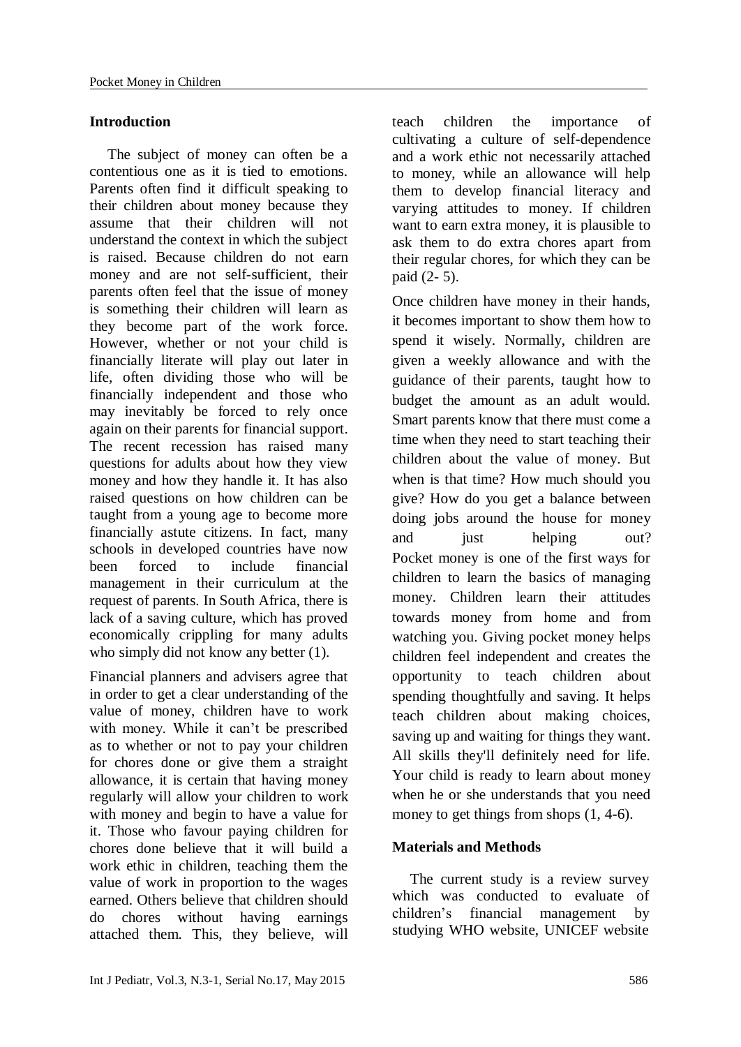## Introduction

The subject of money can often be a contentious one as it is tied to emotions. Parents often find it difficult speaking to their children about money because they assume that their children will not understand the context in which the subject is raised. Because children do not earn money and are not self-sufficient, their parents often feel that the issue of money is something their children will learn as they become part of the work force. However, whether or not your child is financially literate will play out later in life, often dividing those who will be financially independent and those who may inevitably be forced to rely once again on their parents for financial support. The recent recession has raised many questions for adults about how they view money and how they handle it. It has also raised questions on how children can be taught from a young age to become more financially astute citizens. In fact, many schools in developed countries have now been forced to include financial management in their curriculum at the request of parents. In South Africa, there is lack of a saving culture, which has proved economically crippling for many adults who simply did not know any better (1).

Financial planners and advisers agree that in order to get a clear understanding of the value of money, children have to work with money. While it can't be prescribed as to whether or not to pay your children for chores done or give them a straight allowance, it is certain that having money regularly will allow your children to work with money and begin to have a value for it. Those who favour paying children for chores done believe that it will build a work ethic in children, teaching them the value of work in proportion to the wages earned. Others believe that children should do chores without having earnings attached them. This, they believe, will teach children the importance of cultivating a culture of self-dependence and a work ethic not necessarily attached to money, while an allowance will help them to develop financial literacy and varying attitudes to money. If children want to earn extra money, it is plausible to ask them to do extra chores apart from their regular chores, for which they can be paid (2- 5).

Once children have money in their hands, it becomes important to show them how to spend it wisely. Normally, children are given a weekly allowance and with the guidance of their parents, taught how to budget the amount as an adult would. Smart parents know that there must come a time when they need to start teaching their children about the value of money. But when is that time? How much should you give? How do you get a balance between doing jobs around the house for money and just helping out? Pocket money is one of the first ways for children to learn the basics of managing money. Children learn their attitudes towards money from home and from watching you. Giving pocket money helps children feel independent and creates the opportunity to teach children about spending thoughtfully and saving. It helps teach children about making choices, saving up and waiting for things they want. All skills they'll definitely need for life. Your child is ready to learn about money when he or she understands that you need money to get things from shops (1, 4-6).

## Materials and Methods

The current study is a review survey which was conducted to evaluate of children's financial management by studying WHO website, UNICEF website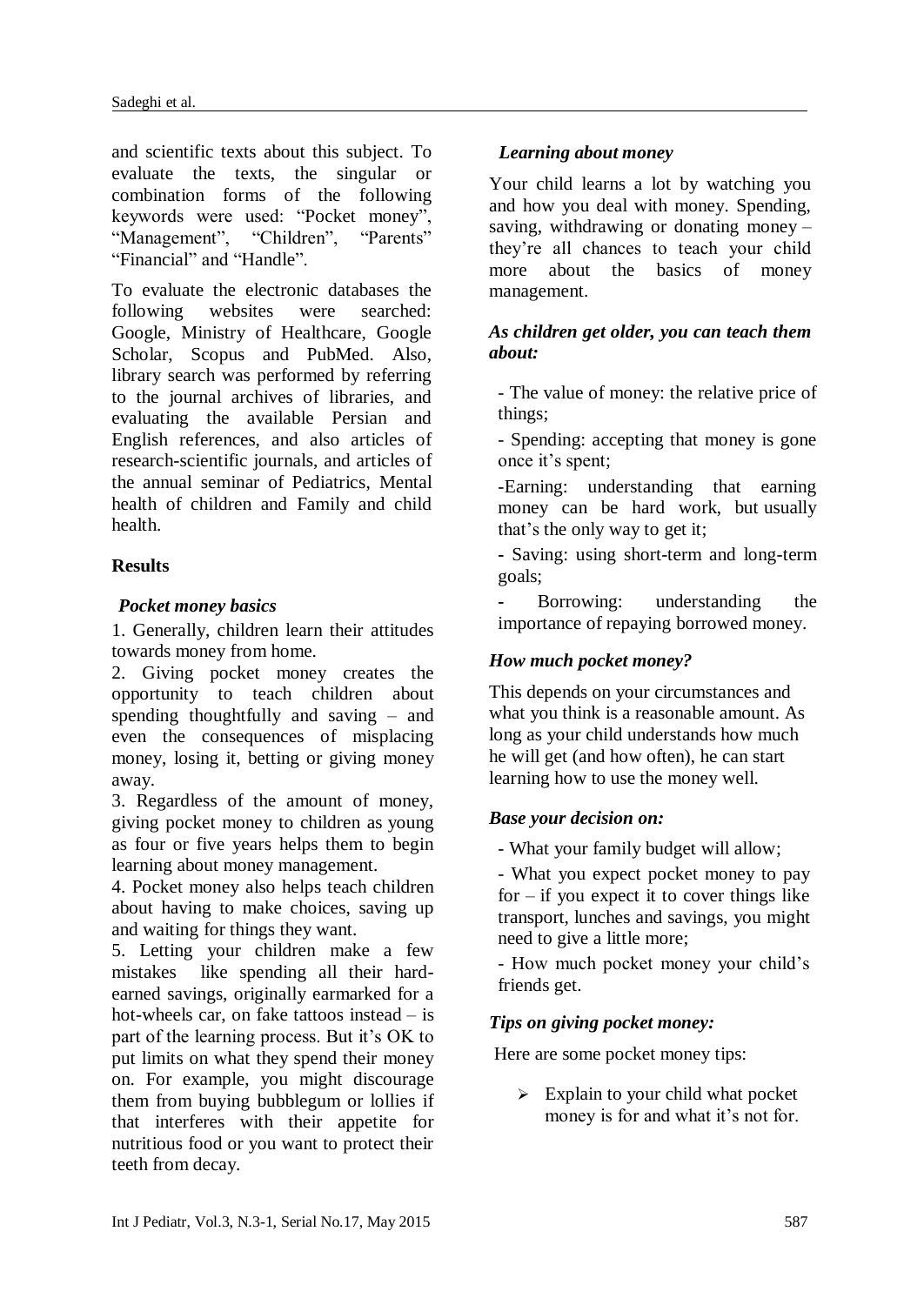and scientific texts about this subject. To evaluate the texts, the singular or combination forms of the following keywords were used: "Pocket money", "Management", "Children", "Parents" "Financial" and "Handle".

To evaluate the electronic databases the following websites were searched: Google, Ministry of Healthcare, Google Scholar, Scopus and PubMed. Also, library search was performed by referring to the journal archives of libraries, and evaluating the available Persian and English references, and also articles of research-scientific journals, and articles of the annual seminar of Pediatrics, Mental health of children and Family and child health.

## Results

### *Pocket money basics*

1. Generally, children learn their attitudes towards money from home.
2. Giving pocket money creates the opportunity to teach children about spending thoughtfully and saving – and even the consequences of misplacing money, losing it, betting or giving money away.
3. Regardless of the amount of money, giving pocket money to children as young as four or five years helps them to begin learning about money management.
4. Pocket money also helps teach children about having to make choices, saving up and waiting for things they want.
5. Letting your children make a few mistakes like spending all their hard-earned savings, originally earmarked for a hot-wheels car, on fake tattoos instead – is part of the learning process. But it's OK to put limits on what they spend their money on. For example, you might discourage them from buying bubblegum or lollies if that interferes with their appetite for nutritious food or you want to protect their teeth from decay.

### *Learning about money*

Your child learns a lot by watching you and how you deal with money. Spending, saving, withdrawing or donating money – they're all chances to teach your child more about the basics of money management.

### *As children get older, you can teach them about:*

- The value of money: the relative price of things;
- Spending: accepting that money is gone once it's spent;
- Earning: understanding that earning money can be hard work, but usually that's the only way to get it;
- Saving: using short-term and long-term goals;
- Borrowing: understanding the importance of repaying borrowed money.

### *How much pocket money?*

This depends on your circumstances and what you think is a reasonable amount. As long as your child understands how much he will get (and how often), he can start learning how to use the money well.

### *Base your decision on:*

- What your family budget will allow;
- What you expect pocket money to pay for – if you expect it to cover things like transport, lunches and savings, you might need to give a little more;
- How much pocket money your child's friends get.

### *Tips on giving pocket money:*

Here are some pocket money tips:

- Explain to your child what pocket money is for and what it's not for.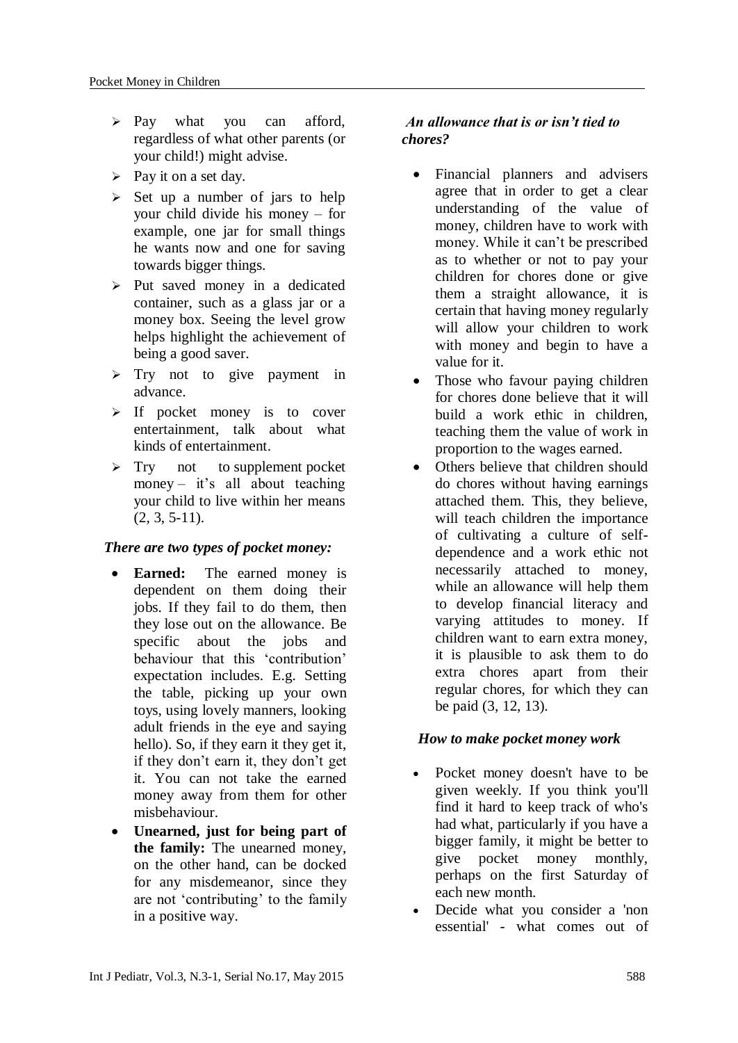- Pay what you can afford, regardless of what other parents (or your child!) might advise.
- Pay it on a set day.
- Set up a number of jars to help your child divide his money – for example, one jar for small things he wants now and one for saving towards bigger things.
- Put saved money in a dedicated container, such as a glass jar or a money box. Seeing the level grow helps highlight the achievement of being a good saver.
- Try not to give payment in advance.
- If pocket money is to cover entertainment, talk about what kinds of entertainment.
- Try not to supplement pocket money – it's all about teaching your child to live within her means (2, 3, 5-11).

***There are two types of pocket money:***

- **Earned:** The earned money is dependent on them doing their jobs. If they fail to do them, then they lose out on the allowance. Be specific about the jobs and behaviour that this 'contribution' expectation includes. E.g. Setting the table, picking up your own toys, using lovely manners, looking adult friends in the eye and saying hello). So, if they earn it they get it, if they don't earn it, they don't get it. You can not take the earned money away from them for other misbehaviour.
- **Unearned, just for being part of the family:** The unearned money, on the other hand, can be docked for any misdemeanor, since they are not 'contributing' to the family in a positive way.

***An allowance that is or isn't tied to chores?***

- Financial planners and advisers agree that in order to get a clear understanding of the value of money, children have to work with money. While it can't be prescribed as to whether or not to pay your children for chores done or give them a straight allowance, it is certain that having money regularly will allow your children to work with money and begin to have a value for it.
- Those who favour paying children for chores done believe that it will build a work ethic in children, teaching them the value of work in proportion to the wages earned.
- Others believe that children should do chores without having earnings attached them. This, they believe, will teach children the importance of cultivating a culture of self-dependence and a work ethic not necessarily attached to money, while an allowance will help them to develop financial literacy and varying attitudes to money. If children want to earn extra money, it is plausible to ask them to do extra chores apart from their regular chores, for which they can be paid (3, 12, 13).

***How to make pocket money work***

- Pocket money doesn't have to be given weekly. If you think you'll find it hard to keep track of who's had what, particularly if you have a bigger family, it might be better to give pocket money monthly, perhaps on the first Saturday of each new month.
- Decide what you consider a 'non essential' - what comes out of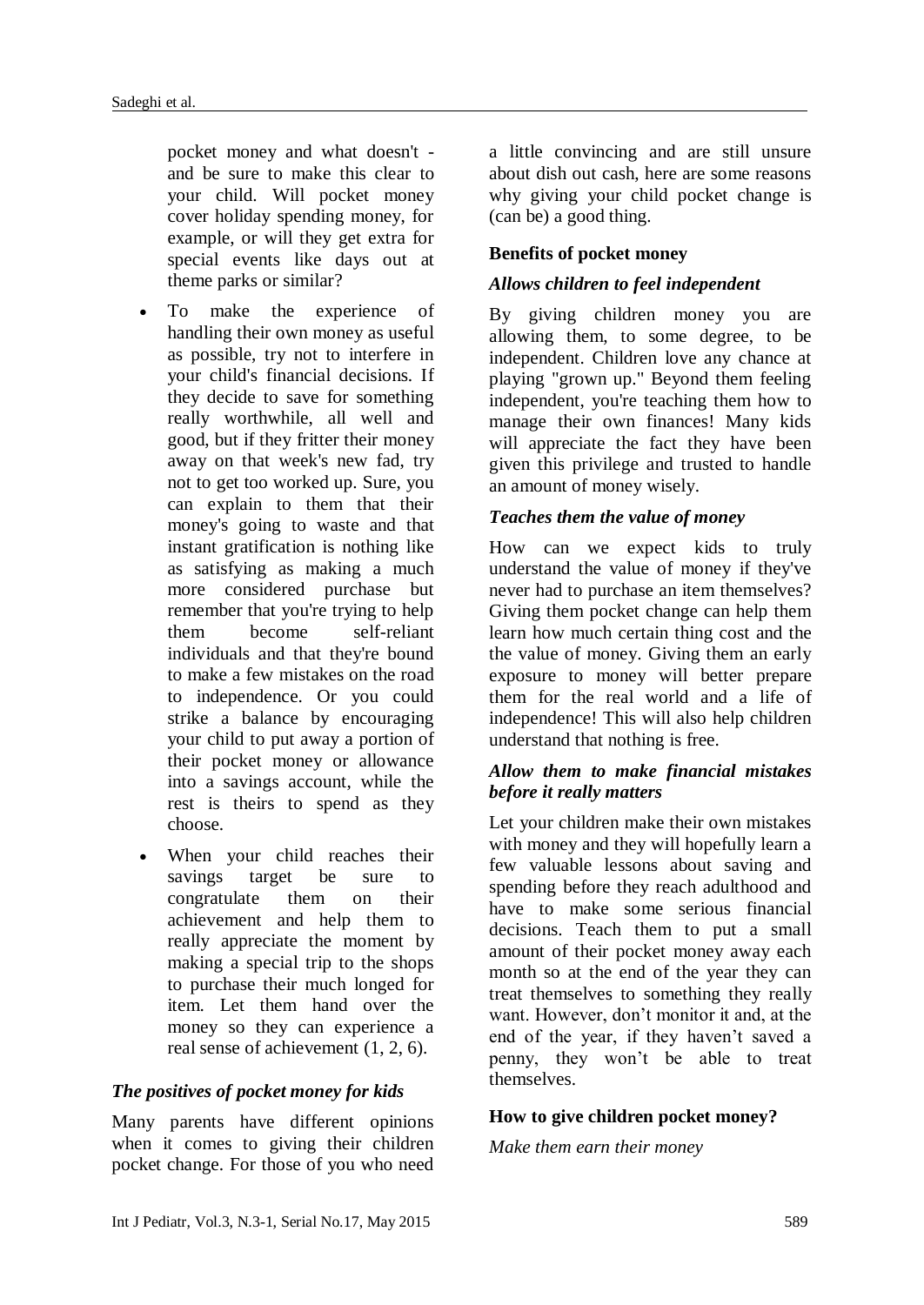pocket money and what doesn't - and be sure to make this clear to your child. Will pocket money cover holiday spending money, for example, or will they get extra for special events like days out at theme parks or similar?

- To make the experience of handling their own money as useful as possible, try not to interfere in your child's financial decisions. If they decide to save for something really worthwhile, all well and good, but if they fritter their money away on that week's new fad, try not to get too worked up. Sure, you can explain to them that their money's going to waste and that instant gratification is nothing like as satisfying as making a much more considered purchase but remember that you're trying to help them become self-reliant individuals and that they're bound to make a few mistakes on the road to independence. Or you could strike a balance by encouraging your child to put away a portion of their pocket money or allowance into a savings account, while the rest is theirs to spend as they choose.
- When your child reaches their savings target be sure to congratulate them on their achievement and help them to really appreciate the moment by making a special trip to the shops to purchase their much longed for item. Let them hand over the money so they can experience a real sense of achievement (1, 2, 6).

### *The positives of pocket money for kids*

Many parents have different opinions when it comes to giving their children pocket change. For those of you who need a little convincing and are still unsure about dish out cash, here are some reasons why giving your child pocket change is (can be) a good thing.

### **Benefits of pocket money**

#### *Allows children to feel independent*

By giving children money you are allowing them, to some degree, to be independent. Children love any chance at playing "grown up." Beyond them feeling independent, you're teaching them how to manage their own finances! Many kids will appreciate the fact they have been given this privilege and trusted to handle an amount of money wisely.

#### *Teaches them the value of money*

How can we expect kids to truly understand the value of money if they've never had to purchase an item themselves? Giving them pocket change can help them learn how much certain thing cost and the the value of money. Giving them an early exposure to money will better prepare them for the real world and a life of independence! This will also help children understand that nothing is free.

#### *Allow them to make financial mistakes before it really matters*

Let your children make their own mistakes with money and they will hopefully learn a few valuable lessons about saving and spending before they reach adulthood and have to make some serious financial decisions. Teach them to put a small amount of their pocket money away each month so at the end of the year they can treat themselves to something they really want. However, don't monitor it and, at the end of the year, if they haven't saved a penny, they won't be able to treat themselves.

### **How to give children pocket money?**

*Make them earn their money*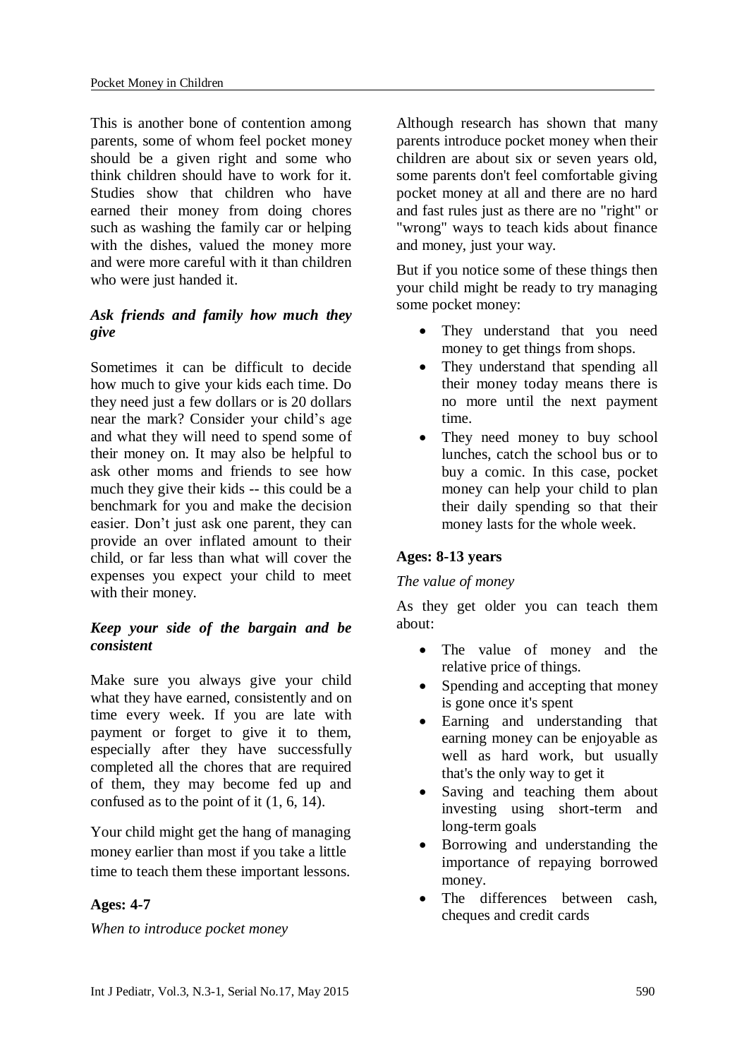This is another bone of contention among parents, some of whom feel pocket money should be a given right and some who think children should have to work for it. Studies show that children who have earned their money from doing chores such as washing the family car or helping with the dishes, valued the money more and were more careful with it than children who were just handed it.

***Ask friends and family how much they give***

Sometimes it can be difficult to decide how much to give your kids each time. Do they need just a few dollars or is 20 dollars near the mark? Consider your child's age and what they will need to spend some of their money on. It may also be helpful to ask other moms and friends to see how much they give their kids -- this could be a benchmark for you and make the decision easier. Don't just ask one parent, they can provide an over inflated amount to their child, or far less than what will cover the expenses you expect your child to meet with their money.

***Keep your side of the bargain and be consistent***

Make sure you always give your child what they have earned, consistently and on time every week. If you are late with payment or forget to give it to them, especially after they have successfully completed all the chores that are required of them, they may become fed up and confused as to the point of it (1, 6, 14).

Your child might get the hang of managing money earlier than most if you take a little time to teach them these important lessons.

**Ages: 4-7**

*When to introduce pocket money*

Although research has shown that many parents introduce pocket money when their children are about six or seven years old, some parents don't feel comfortable giving pocket money at all and there are no hard and fast rules just as there are no "right" or "wrong" ways to teach kids about finance and money, just your way.

But if you notice some of these things then your child might be ready to try managing some pocket money:

- They understand that you need money to get things from shops.
- They understand that spending all their money today means there is no more until the next payment time.
- They need money to buy school lunches, catch the school bus or to buy a comic. In this case, pocket money can help your child to plan their daily spending so that their money lasts for the whole week.

**Ages: 8-13 years**

*The value of money*

As they get older you can teach them about:

- The value of money and the relative price of things.
- Spending and accepting that money is gone once it's spent
- Earning and understanding that earning money can be enjoyable as well as hard work, but usually that's the only way to get it
- Saving and teaching them about investing using short-term and long-term goals
- Borrowing and understanding the importance of repaying borrowed money.
- The differences between cash, cheques and credit cards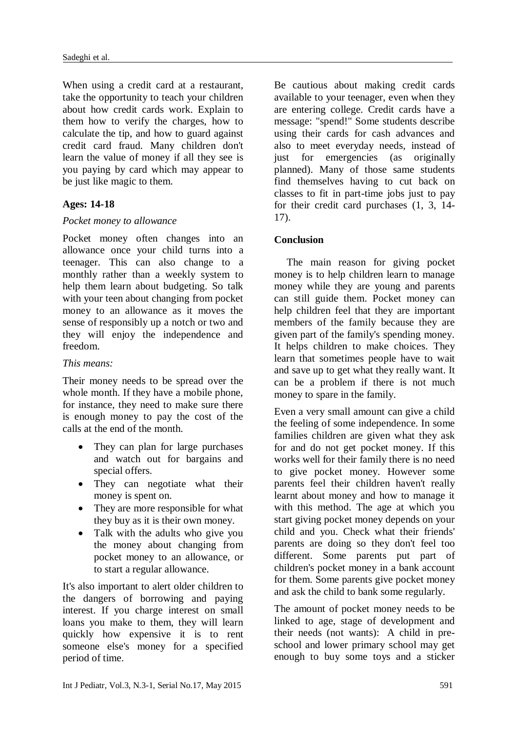When using a credit card at a restaurant, take the opportunity to teach your children about how credit cards work. Explain to them how to verify the charges, how to calculate the tip, and how to guard against credit card fraud. Many children don't learn the value of money if all they see is you paying by card which may appear to be just like magic to them.

**Ages: 14-18**

*Pocket money to allowance*

Pocket money often changes into an allowance once your child turns into a teenager. This can also change to a monthly rather than a weekly system to help them learn about budgeting. So talk with your teen about changing from pocket money to an allowance as it moves the sense of responsibly up a notch or two and they will enjoy the independence and freedom.

*This means:*

Their money needs to be spread over the whole month. If they have a mobile phone, for instance, they need to make sure there is enough money to pay the cost of the calls at the end of the month.

- They can plan for large purchases and watch out for bargains and special offers.
- They can negotiate what their money is spent on.
- They are more responsible for what they buy as it is their own money.
- Talk with the adults who give you the money about changing from pocket money to an allowance, or to start a regular allowance.

It's also important to alert older children to the dangers of borrowing and paying interest. If you charge interest on small loans you make to them, they will learn quickly how expensive it is to rent someone else's money for a specified period of time.

Be cautious about making credit cards available to your teenager, even when they are entering college. Credit cards have a message: "spend!" Some students describe using their cards for cash advances and also to meet everyday needs, instead of just for emergencies (as originally planned). Many of those same students find themselves having to cut back on classes to fit in part-time jobs just to pay for their credit card purchases (1, 3, 14-17).

## Conclusion

The main reason for giving pocket money is to help children learn to manage money while they are young and parents can still guide them. Pocket money can help children feel that they are important members of the family because they are given part of the family's spending money. It helps children to make choices. They learn that sometimes people have to wait and save up to get what they really want. It can be a problem if there is not much money to spare in the family.

Even a very small amount can give a child the feeling of some independence. In some families children are given what they ask for and do not get pocket money. If this works well for their family there is no need to give pocket money. However some parents feel their children haven't really learnt about money and how to manage it with this method. The age at which you start giving pocket money depends on your child and you. Check what their friends' parents are doing so they don't feel too different. Some parents put part of children's pocket money in a bank account for them. Some parents give pocket money and ask the child to bank some regularly.

The amount of pocket money needs to be linked to age, stage of development and their needs (not wants): A child in pre-school and lower primary school may get enough to buy some toys and a sticker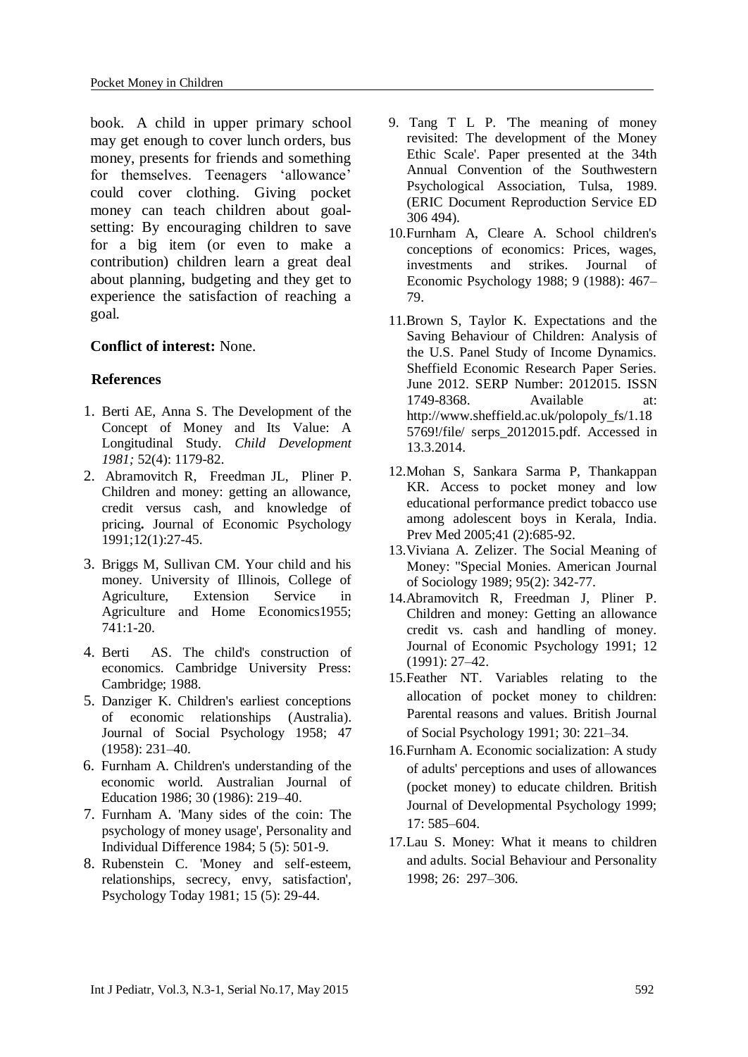book. A child in upper primary school may get enough to cover lunch orders, bus money, presents for friends and something for themselves. Teenagers 'allowance' could cover clothing. Giving pocket money can teach children about goal-setting: By encouraging children to save for a big item (or even to make a contribution) children learn a great deal about planning, budgeting and they get to experience the satisfaction of reaching a goal.

**Conflict of interest:** None.

## References

1. Berti AE, Anna S. The Development of the Concept of Money and Its Value: A Longitudinal Study. *Child Development 1981;* 52(4): 1179-82.
2. Abramovitch R, Freedman JL, Pliner P. Children and money: getting an allowance, credit versus cash, and knowledge of pricing**.** Journal of Economic Psychology 1991;12(1):27-45.
3. Briggs M, Sullivan CM. Your child and his money. University of Illinois, College of Agriculture, Extension Service in Agriculture and Home Economics1955; 741:1-20.
4. Berti AS. The child's construction of economics. Cambridge University Press: Cambridge; 1988.
5. Danziger K. Children's earliest conceptions of economic relationships (Australia). Journal of Social Psychology 1958; 47 (1958): 231–40.
6. Furnham A. Children's understanding of the economic world. Australian Journal of Education 1986; 30 (1986): 219–40.
7. Furnham A. 'Many sides of the coin: The psychology of money usage', Personality and Individual Difference 1984; 5 (5): 501-9.
8. Rubenstein C. 'Money and self-esteem, relationships, secrecy, envy, satisfaction', Psychology Today 1981; 15 (5): 29-44.
9. Tang T L P. 'The meaning of money revisited: The development of the Money Ethic Scale'. Paper presented at the 34th Annual Convention of the Southwestern Psychological Association, Tulsa, 1989. (ERIC Document Reproduction Service ED 306 494).
10. Furnham A, Cleare A. School children's conceptions of economics: Prices, wages, investments and strikes. Journal of Economic Psychology 1988; 9 (1988): 467–79.
11. Brown S, Taylor K. Expectations and the Saving Behaviour of Children: Analysis of the U.S. Panel Study of Income Dynamics. Sheffield Economic Research Paper Series. June 2012. SERP Number: 2012015. ISSN 1749-8368. Available at: http://www.sheffield.ac.uk/polopoly_fs/1.185769!/file/ serps_2012015.pdf. Accessed in 13.3.2014.
12. Mohan S, Sankara Sarma P, Thankappan KR. Access to pocket money and low educational performance predict tobacco use among adolescent boys in Kerala, India. Prev Med 2005;41 (2):685-92.
13. Viviana A. Zelizer. The Social Meaning of Money: "Special Monies. American Journal of Sociology 1989; 95(2): 342-77.
14. Abramovitch R, Freedman J, Pliner P. Children and money: Getting an allowance credit vs. cash and handling of money. Journal of Economic Psychology 1991; 12 (1991): 27–42.
15. Feather NT. Variables relating to the allocation of pocket money to children: Parental reasons and values. British Journal of Social Psychology 1991; 30: 221–34.
16. Furnham A. Economic socialization: A study of adults' perceptions and uses of allowances (pocket money) to educate children. British Journal of Developmental Psychology 1999; 17: 585–604.
17. Lau S. Money: What it means to children and adults. Social Behaviour and Personality 1998; 26: 297–306.